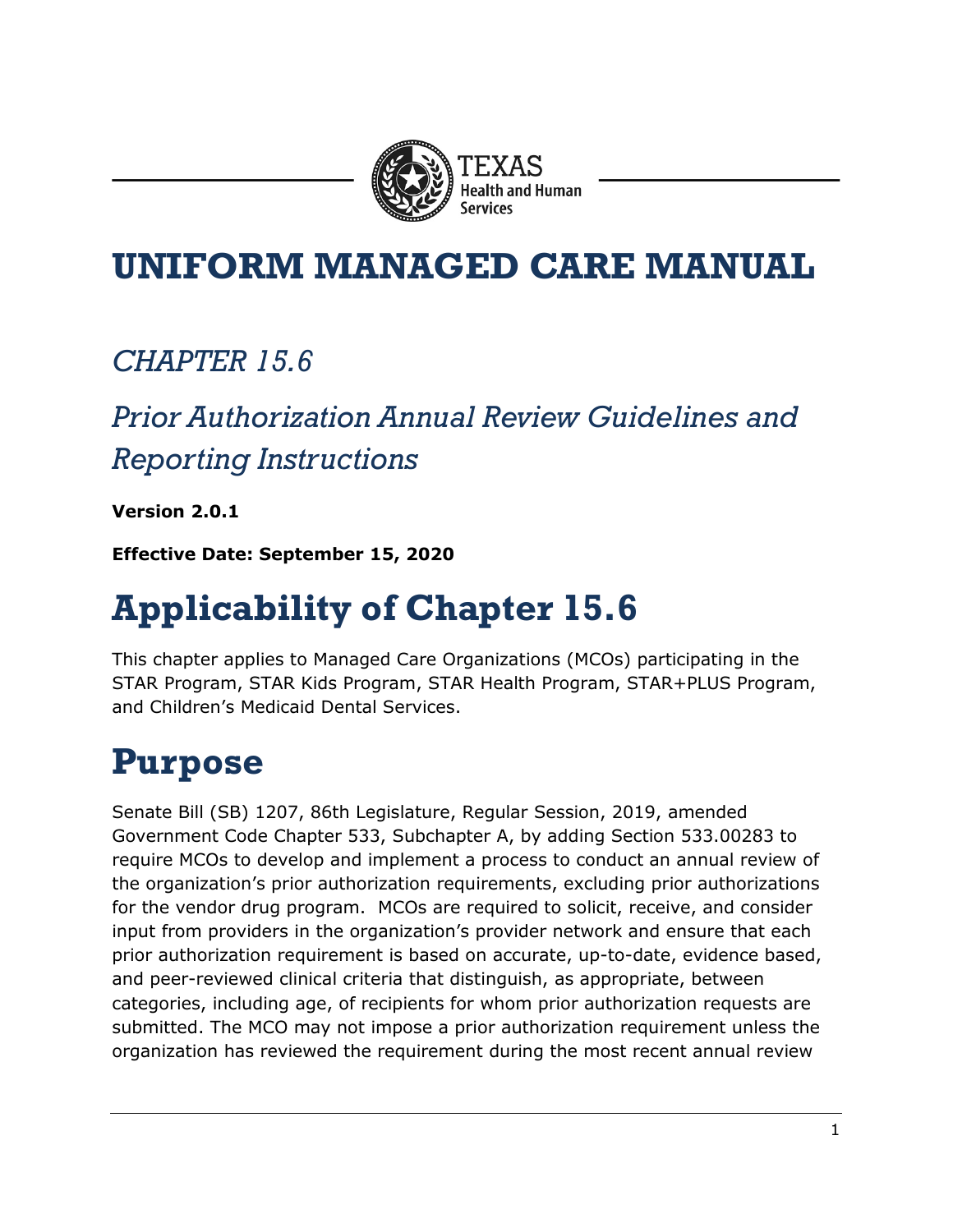# UNIFORM MANAGED CARE MANUAL

## *CHAPTER 15.6*

## *Prior Authorization Annual Review Guidelines and Reporting Instructions*

**Version 2.0.1**

**Effective Date: September 15, 2020**

# Applicability of Chapter 15.6

This chapter applies to Managed Care Organizations (MCOs) participating in the STAR Program, STAR Kids Program, STAR Health Program, STAR+PLUS Program, and Children's Medicaid Dental Services.

# Purpose

Senate Bill (SB) 1207, 86th Legislature, Regular Session, 2019, amended Government Code Chapter 533, Subchapter A, by adding Section 533.00283 to require MCOs to develop and implement a process to conduct an annual review of the organization's prior authorization requirements, excluding prior authorizations for the vendor drug program. MCOs are required to solicit, receive, and consider input from providers in the organization's provider network and ensure that each prior authorization requirement is based on accurate, up-to-date, evidence based, and peer-reviewed clinical criteria that distinguish, as appropriate, between categories, including age, of recipients for whom prior authorization requests are submitted. The MCO may not impose a prior authorization requirement unless the organization has reviewed the requirement during the most recent annual review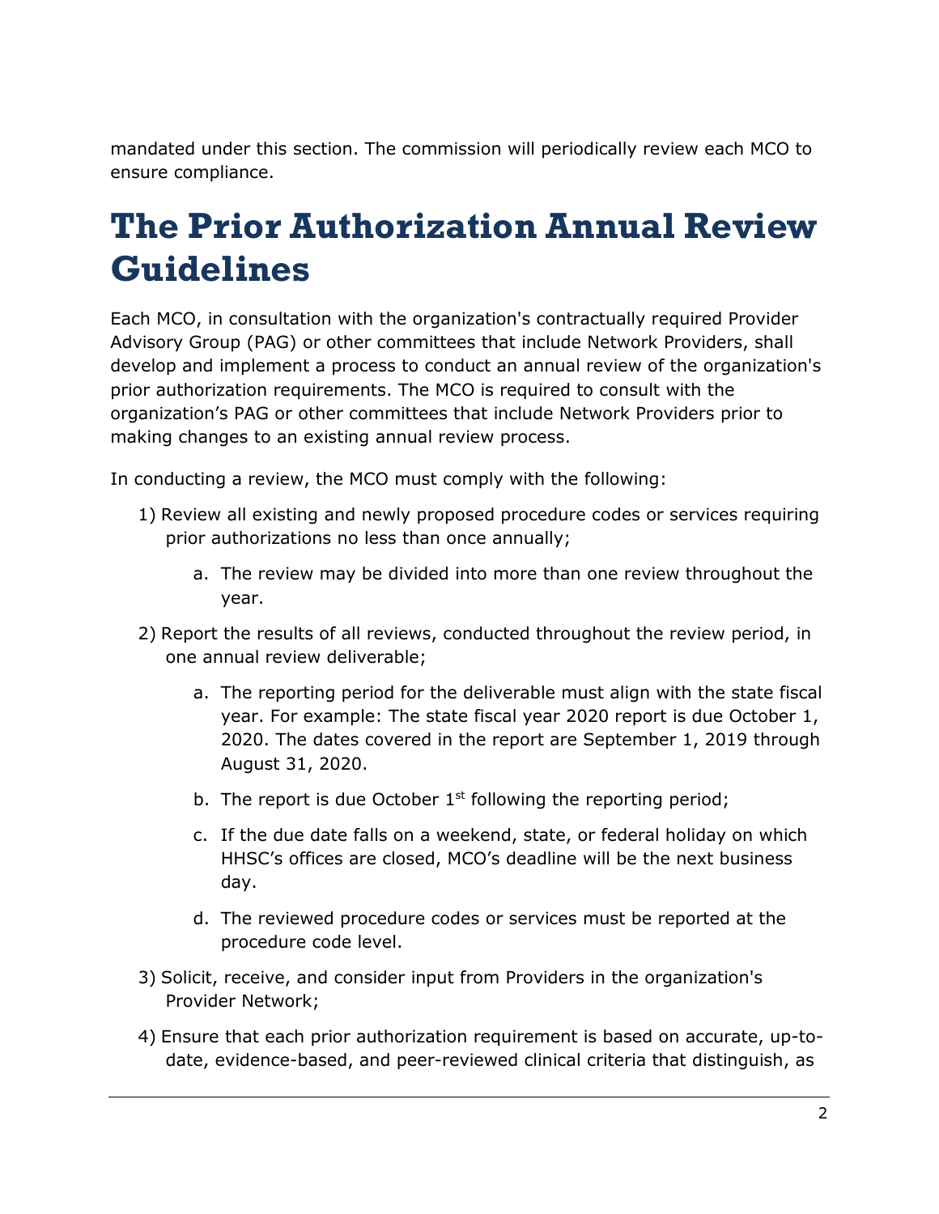mandated under this section. The commission will periodically review each MCO to ensure compliance.

# The Prior Authorization Annual Review Guidelines

Each MCO, in consultation with the organization's contractually required Provider Advisory Group (PAG) or other committees that include Network Providers, shall develop and implement a process to conduct an annual review of the organization's prior authorization requirements. The MCO is required to consult with the organization's PAG or other committees that include Network Providers prior to making changes to an existing annual review process.

In conducting a review, the MCO must comply with the following:

1) Review all existing and newly proposed procedure codes or services requiring prior authorizations no less than once annually;
    a. The review may be divided into more than one review throughout the year.
2) Report the results of all reviews, conducted throughout the review period, in one annual review deliverable;
    a. The reporting period for the deliverable must align with the state fiscal year. For example: The state fiscal year 2020 report is due October 1, 2020. The dates covered in the report are September 1, 2019 through August 31, 2020.
    b. The report is due October 1st following the reporting period;
    c. If the due date falls on a weekend, state, or federal holiday on which HHSC's offices are closed, MCO's deadline will be the next business day.
    d. The reviewed procedure codes or services must be reported at the procedure code level.
3) Solicit, receive, and consider input from Providers in the organization's Provider Network;
4) Ensure that each prior authorization requirement is based on accurate, up-to-date, evidence-based, and peer-reviewed clinical criteria that distinguish, as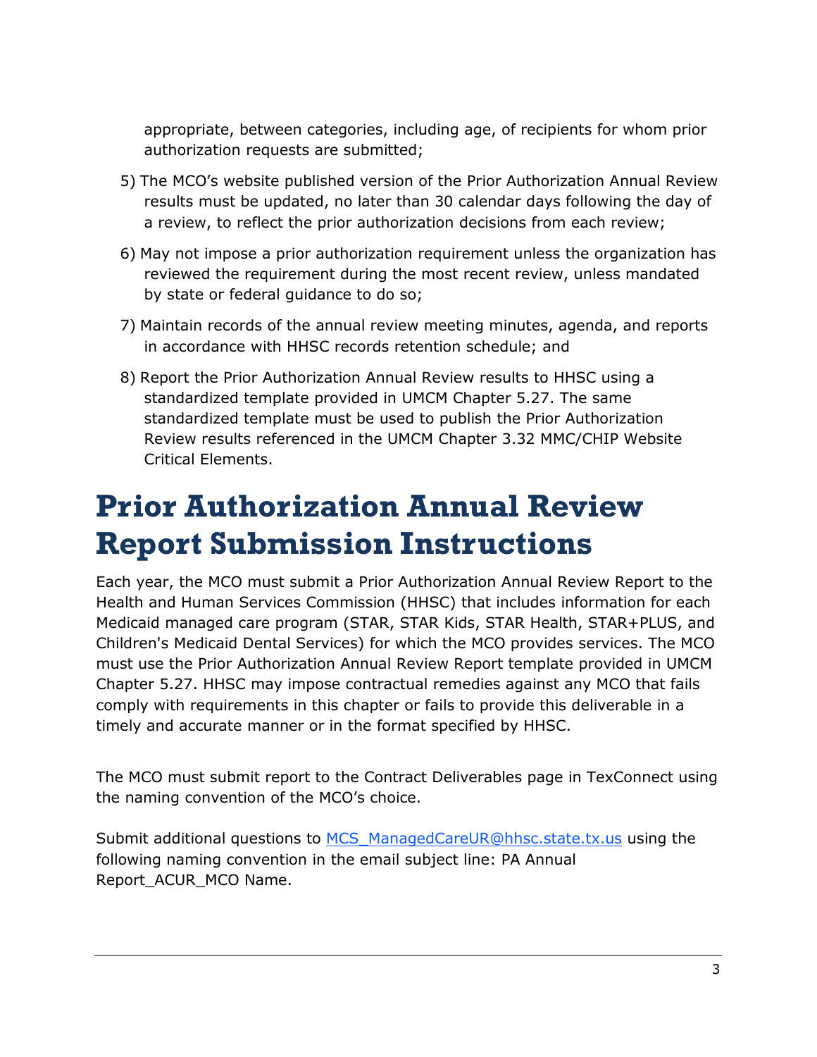appropriate, between categories, including age, of recipients for whom prior authorization requests are submitted;

5) The MCO's website published version of the Prior Authorization Annual Review results must be updated, no later than 30 calendar days following the day of a review, to reflect the prior authorization decisions from each review;

6) May not impose a prior authorization requirement unless the organization has reviewed the requirement during the most recent review, unless mandated by state or federal guidance to do so;

7) Maintain records of the annual review meeting minutes, agenda, and reports in accordance with HHSC records retention schedule; and

8) Report the Prior Authorization Annual Review results to HHSC using a standardized template provided in UMCM Chapter 5.27. The same standardized template must be used to publish the Prior Authorization Review results referenced in the UMCM Chapter 3.32 MMC/CHIP Website Critical Elements.

# Prior Authorization Annual Review Report Submission Instructions

Each year, the MCO must submit a Prior Authorization Annual Review Report to the Health and Human Services Commission (HHSC) that includes information for each Medicaid managed care program (STAR, STAR Kids, STAR Health, STAR+PLUS, and Children's Medicaid Dental Services) for which the MCO provides services. The MCO must use the Prior Authorization Annual Review Report template provided in UMCM Chapter 5.27. HHSC may impose contractual remedies against any MCO that fails comply with requirements in this chapter or fails to provide this deliverable in a timely and accurate manner or in the format specified by HHSC.

The MCO must submit report to the Contract Deliverables page in TexConnect using the naming convention of the MCO's choice.

Submit additional questions to [MCS_ManagedCareUR@hhsc.state.tx.us](mailto:MCS_ManagedCareUR@hhsc.state.tx.us) using the following naming convention in the email subject line: PA Annual Report_ACUR_MCO Name.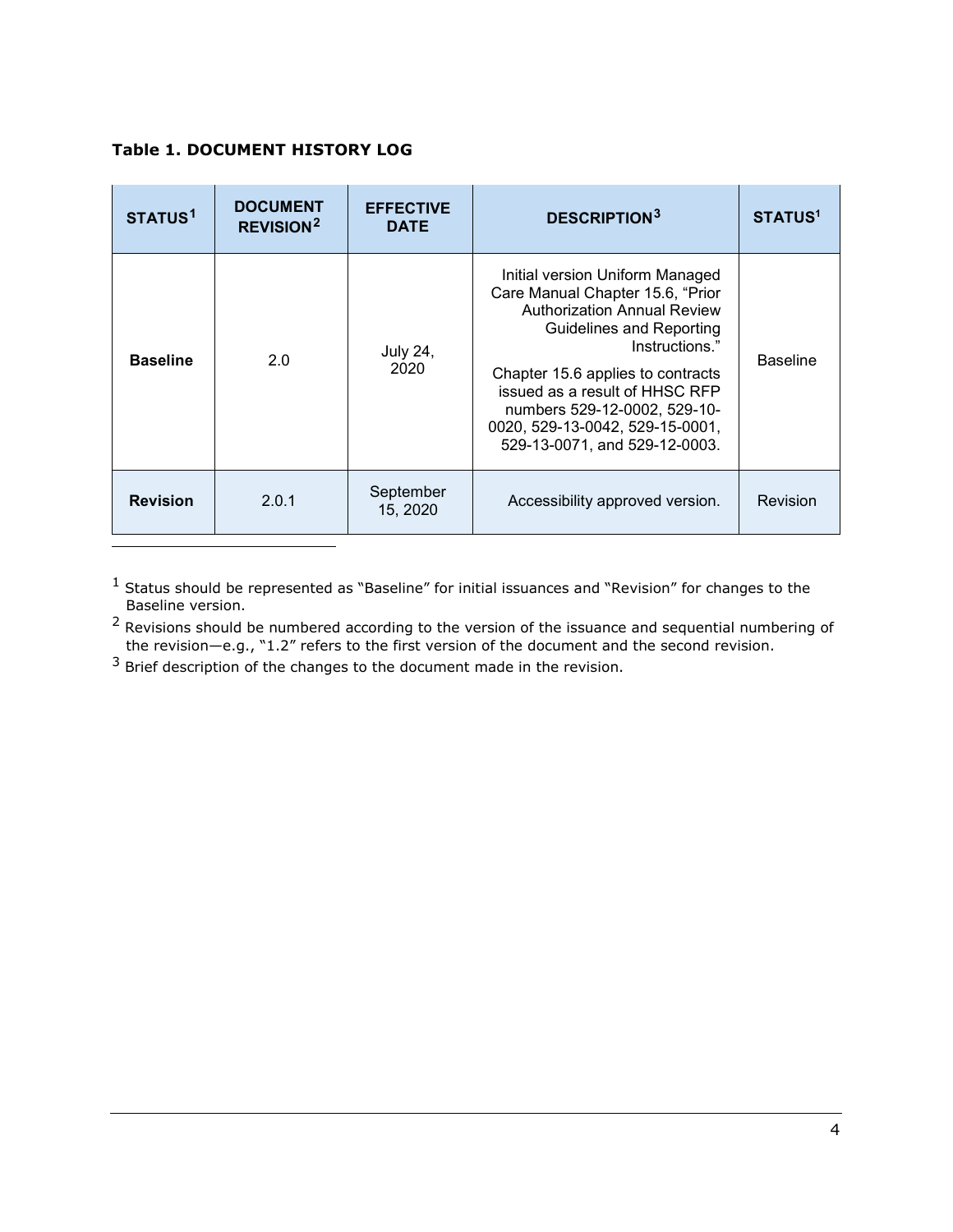**Table 1. DOCUMENT HISTORY LOG**

| STATUS[1] | DOCUMENT REVISION[2] | EFFECTIVE DATE | DESCRIPTION[3] | STATUS[1] |
|---|---|---|---|---|
| **Baseline** | 2.0 | July 24, 2020 | Initial version Uniform Managed Care Manual Chapter 15.6, "Prior Authorization Annual Review Guidelines and Reporting Instructions." Chapter 15.6 applies to contracts issued as a result of HHSC RFP numbers 529-12-0002, 529-10-0020, 529-13-0042, 529-15-0001, 529-13-0071, and 529-12-0003. | Baseline |
| **Revision** | 2.0.1 | September 15, 2020 | Accessibility approved version. | Revision |

[1] Status should be represented as "Baseline" for initial issuances and "Revision" for changes to the Baseline version.

[2] Revisions should be numbered according to the version of the issuance and sequential numbering of the revision—e.g., "1.2" refers to the first version of the document and the second revision.

[3] Brief description of the changes to the document made in the revision.